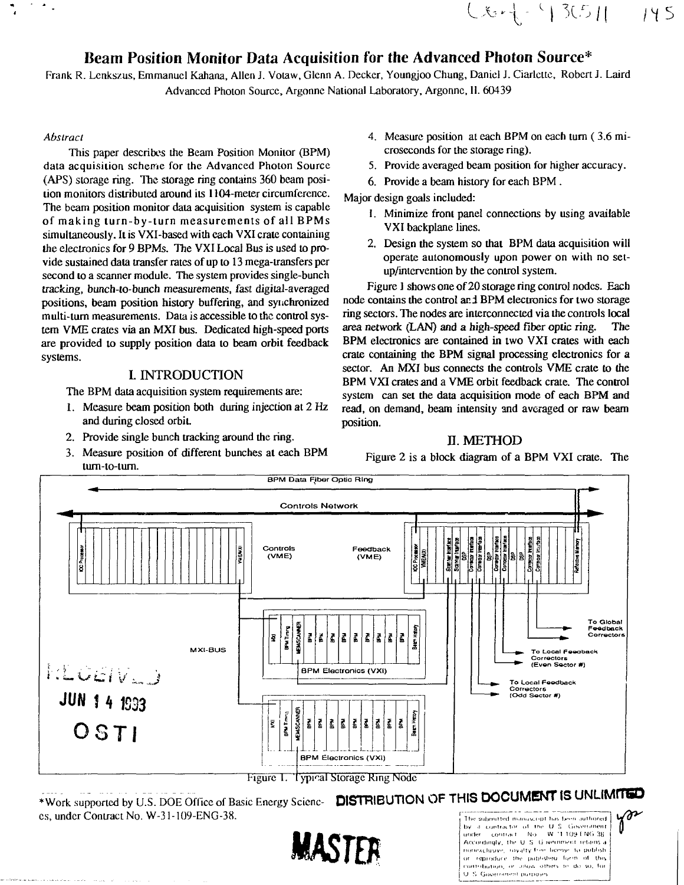# Beam Position Monitor Data Acquisition for the Advanced Photon Source*

Frank R. Lenkszus, Emmanuel Kahana, Allen J. Votaw, Glenn A. Decker, Youngjoo Chung, Daniel J. Ciarlette, Robert J. Laird

Advanced Photon Source, Argonne National Laboratory, Argonne, Il. 60439

*Abstract*

This paper describes the Beam Position Monitor (BPM) data acquisition scheme for the Advanced Photon Source (APS) storage ring. The storage ring contains 360 beam position monitors distributed around its 1104-meter circumference. The beam position monitor data acquisition system is capable of making turn-by-turn measurements of all BPMs simultaneously. It is VXI-based with each VXI crate containing the electronics for 9 BPMs. The VXI Local Bus is used to provide sustained data transfer rates of up to 13 mega-transfers per second to a scanner module. The system provides single-bunch tracking, bunch-to-bunch measurements, fast digital-averaged positions, beam position history buffering, and synchronized multi-turn measurements. Data is accessible to the control system VME crates via an MXI bus. Dedicated high-speed ports are provided to supply position data to beam orbit feedback systems.

## I. INTRODUCTION

The BPM data acquisition system requirements are:

1. Measure beam position both during injection at 2 Hz and during closed orbit.
2. Provide single bunch tracking around the ring.
3. Measure position of different bunches at each BPM turn-to-turn.
4. Measure position at each BPM on each turn ( 3.6 microseconds for the storage ring).
5. Provide averaged beam position for higher accuracy.
6. Provide a beam history for each BPM .

Major design goals included:

1. Minimize front panel connections by using available VXI backplane lines.
2. Design the system so that BPM data acquisition will operate autonomously upon power on with no set-up/intervention by the control system.

Figure 1 shows one of 20 storage ring control nodes. Each node contains the control and BPM electronics for two storage ring sectors. The nodes are interconnected via the controls local area network (LAN) and a high-speed fiber optic ring. The BPM electronics are contained in two VXI crates with each crate containing the BPM signal processing electronics for a sector. An MXI bus connects the controls VME crate to the BPM VXI crates and a VME orbit feedback crate. The control system can set the data acquisition mode of each BPM and read, on demand, beam intensity and averaged or raw beam position.

## II. METHOD

Figure 2 is a block diagram of a BPM VXI crate. The

Figure 1. Typical Storage Ring Node

*Work supported by U.S. DOE Office of Basic Energy Sciences, under Contract No. W-31-109-ENG-38.

DISTRIBUTION OF THIS DOCUMENT IS UNLIMITED

The submitted manuscript has been authored by a contractor of the U.S. Government under contract No. W-31-109-ENG-38. Accordingly, the U.S. Government retains a nonexclusive, royalty-free license to publish or reproduce the published form of this contribution, or allow others to do so, for U.S. Government purposes.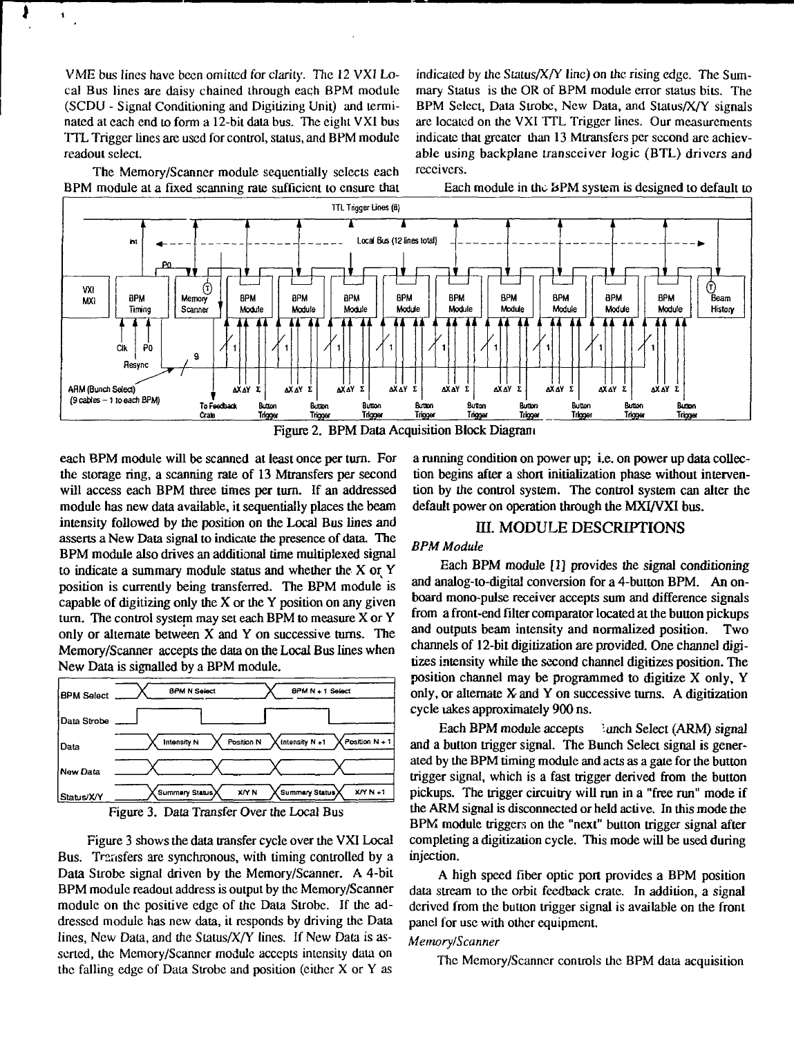VME bus lines have been omitted for clarity. The 12 VXI Local Bus lines are daisy chained through each BPM module (SCDU - Signal Conditioning and Digitizing Unit) and terminated at each end to form a 12-bit data bus. The eight VXI bus TTL Trigger lines are used for control, status, and BPM module readout select.

The Memory/Scanner module sequentially selects each BPM module at a fixed scanning rate sufficient to ensure that each BPM module will be scanned at least once per turn. For the storage ring, a scanning rate of 13 Mtransfers per second will access each BPM three times per turn. If an addressed module has new data available, it sequentially places the beam intensity followed by the position on the Local Bus lines and asserts a New Data signal to indicate the presence of data. The BPM module also drives an additional time multiplexed signal to indicate a summary module status and whether the X or Y position is currently being transferred. The BPM module is capable of digitizing only the X or the Y position on any given turn. The control system may set each BPM to measure X or Y only or alternate between X and Y on successive turns. The Memory/Scanner accepts the data on the Local Bus lines when New Data is signalled by a BPM module.

Figure 2. BPM Data Acquisition Block Diagram

Figure 3. Data Transfer Over the Local Bus

Figure 3 shows the data transfer cycle over the VXI Local Bus. Transfers are synchronous, with timing controlled by a Data Strobe signal driven by the Memory/Scanner. A 4-bit BPM module readout address is output by the Memory/Scanner module on the positive edge of the Data Strobe. If the addressed module has new data, it responds by driving the Data lines, New Data, and the Status/X/Y lines. If New Data is asserted, the Memory/Scanner module accepts intensity data on the falling edge of Data Strobe and position (either X or Y as indicated by the Status/X/Y line) on the rising edge. The Summary Status is the OR of BPM module error status bits. The BPM Select, Data Strobe, New Data, and Status/X/Y signals are located on the VXI TTL Trigger lines. Our measurements indicate that greater than 13 Mtransfers per second are achievable using backplane transceiver logic (BTL) drivers and receivers.

Each module in the BPM system is designed to default to a running condition on power up; i.e. on power up data collection begins after a short initialization phase without intervention by the control system. The control system can alter the default power on operation through the MXI/VXI bus.

## III. MODULE DESCRIPTIONS

### *BPM Module*

Each BPM module [1] provides the signal conditioning and analog-to-digital conversion for a 4-button BPM. An on-board mono-pulse receiver accepts sum and difference signals from a front-end filter comparator located at the button pickups and outputs beam intensity and normalized position. Two channels of 12-bit digitization are provided. One channel digitizes intensity while the second channel digitizes position. The position channel may be programmed to digitize X only, Y only, or alternate X and Y on successive turns. A digitization cycle takes approximately 900 ns.

Each BPM module accepts Bunch Select (ARM) signal and a button trigger signal. The Bunch Select signal is generated by the BPM timing module and acts as a gate for the button trigger signal, which is a fast trigger derived from the button pickups. The trigger circuitry will run in a "free run" mode if the ARM signal is disconnected or held active. In this mode the BPM module triggers on the "next" button trigger signal after completing a digitization cycle. This mode will be used during injection.

A high speed fiber optic port provides a BPM position data stream to the orbit feedback crate. In addition, a signal derived from the button trigger signal is available on the front panel for use with other equipment.

### *Memory/Scanner*

The Memory/Scanner controls the BPM data acquisition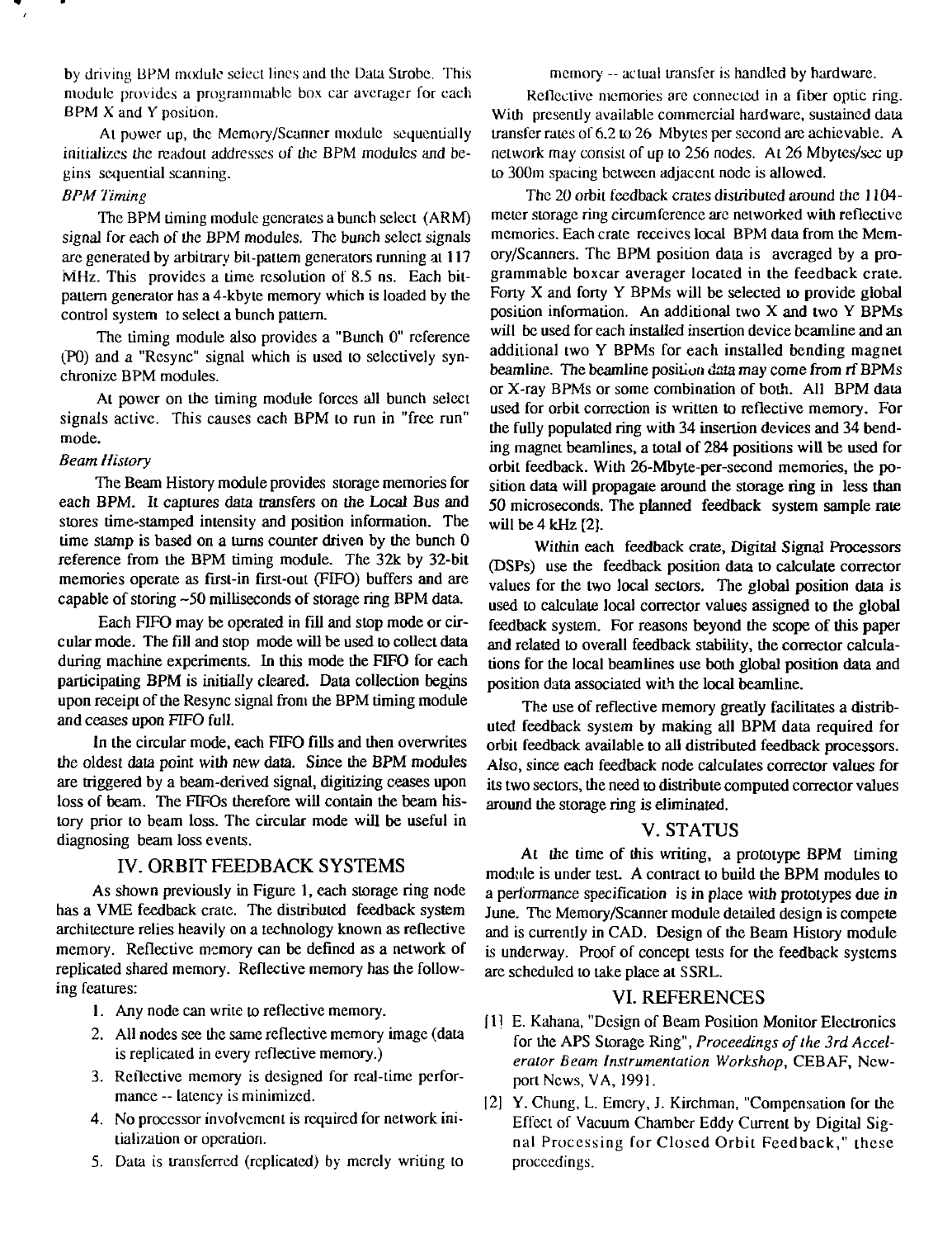by driving BPM module select lines and the Data Strobe. This module provides a programmable box car averager for each BPM X and Y position.

At power up, the Memory/Scanner module sequentially initializes the readout addresses of the BPM modules and begins sequential scanning.

*BPM Timing*

The BPM timing module generates a bunch select (ARM) signal for each of the BPM modules. The bunch select signals are generated by arbitrary bit-pattern generators running at 117 MHz. This provides a time resolution of 8.5 ns. Each bit-pattern generator has a 4-kbyte memory which is loaded by the control system to select a bunch pattern.

The timing module also provides a "Bunch 0" reference (P0) and a "Resync" signal which is used to selectively synchronize BPM modules.

At power on the timing module forces all bunch select signals active. This causes each BPM to run in "free run" mode.

*Beam History*

The Beam History module provides storage memories for each BPM. It captures data transfers on the Local Bus and stores time-stamped intensity and position information. The time stamp is based on a turns counter driven by the bunch 0 reference from the BPM timing module. The 32k by 32-bit memories operate as first-in first-out (FIFO) buffers and are capable of storing ~50 milliseconds of storage ring BPM data.

Each FIFO may be operated in fill and stop mode or circular mode. The fill and stop mode will be used to collect data during machine experiments. In this mode the FIFO for each participating BPM is initially cleared. Data collection begins upon receipt of the Resync signal from the BPM timing module and ceases upon FIFO full.

In the circular mode, each FIFO fills and then overwrites the oldest data point with new data. Since the BPM modules are triggered by a beam-derived signal, digitizing ceases upon loss of beam. The FIFOs therefore will contain the beam history prior to beam loss. The circular mode will be useful in diagnosing beam loss events.

## IV. ORBIT FEEDBACK SYSTEMS

As shown previously in Figure 1, each storage ring node has a VME feedback crate. The distributed feedback system architecture relies heavily on a technology known as reflective memory. Reflective memory can be defined as a network of replicated shared memory. Reflective memory has the following features:

1. Any node can write to reflective memory.
2. All nodes see the same reflective memory image (data is replicated in every reflective memory.)
3. Reflective memory is designed for real-time performance -- latency is minimized.
4. No processor involvement is required for network initialization or operation.
5. Data is transferred (replicated) by merely writing to memory -- actual transfer is handled by hardware.

Reflective memories are connected in a fiber optic ring. With presently available commercial hardware, sustained data transfer rates of 6.2 to 26 Mbytes per second are achievable. A network may consist of up to 256 nodes. At 26 Mbytes/sec up to 300m spacing between adjacent node is allowed.

The 20 orbit feedback crates distributed around the 1104-meter storage ring circumference are networked with reflective memories. Each crate receives local BPM data from the Memory/Scanners. The BPM position data is averaged by a programmable boxcar averager located in the feedback crate. Forty X and forty Y BPMs will be selected to provide global position information. An additional two X and two Y BPMs will be used for each installed insertion device beamline and an additional two Y BPMs for each installed bending magnet beamline. The beamline position data may come from rf BPMs or X-ray BPMs or some combination of both. All BPM data used for orbit correction is written to reflective memory. For the fully populated ring with 34 insertion devices and 34 bending magnet beamlines, a total of 284 positions will be used for orbit feedback. With 26-Mbyte-per-second memories, the position data will propagate around the storage ring in less than 50 microseconds. The planned feedback system sample rate will be 4 kHz [2].

Within each feedback crate, Digital Signal Processors (DSPs) use the feedback position data to calculate corrector values for the two local sectors. The global position data is used to calculate local corrector values assigned to the global feedback system. For reasons beyond the scope of this paper and related to overall feedback stability, the corrector calculations for the local beamlines use both global position data and position data associated with the local beamline.

The use of reflective memory greatly facilitates a distributed feedback system by making all BPM data required for orbit feedback available to all distributed feedback processors. Also, since each feedback node calculates corrector values for its two sectors, the need to distribute computed corrector values around the storage ring is eliminated.

## V. STATUS

At the time of this writing, a prototype BPM timing module is under test. A contract to build the BPM modules to a performance specification is in place with prototypes due in June. The Memory/Scanner module detailed design is compete and is currently in CAD. Design of the Beam History module is underway. Proof of concept tests for the feedback systems are scheduled to take place at SSRL.

## VI. REFERENCES

[1] E. Kahana, "Design of Beam Position Monitor Electronics for the APS Storage Ring", *Proceedings of the 3rd Accelerator Beam Instrumentation Workshop*, CEBAF, Newport News, VA, 1991.

[2] Y. Chung, L. Emery, J. Kirchman, "Compensation for the Effect of Vacuum Chamber Eddy Current by Digital Signal Processing for Closed Orbit Feedback," these proceedings.